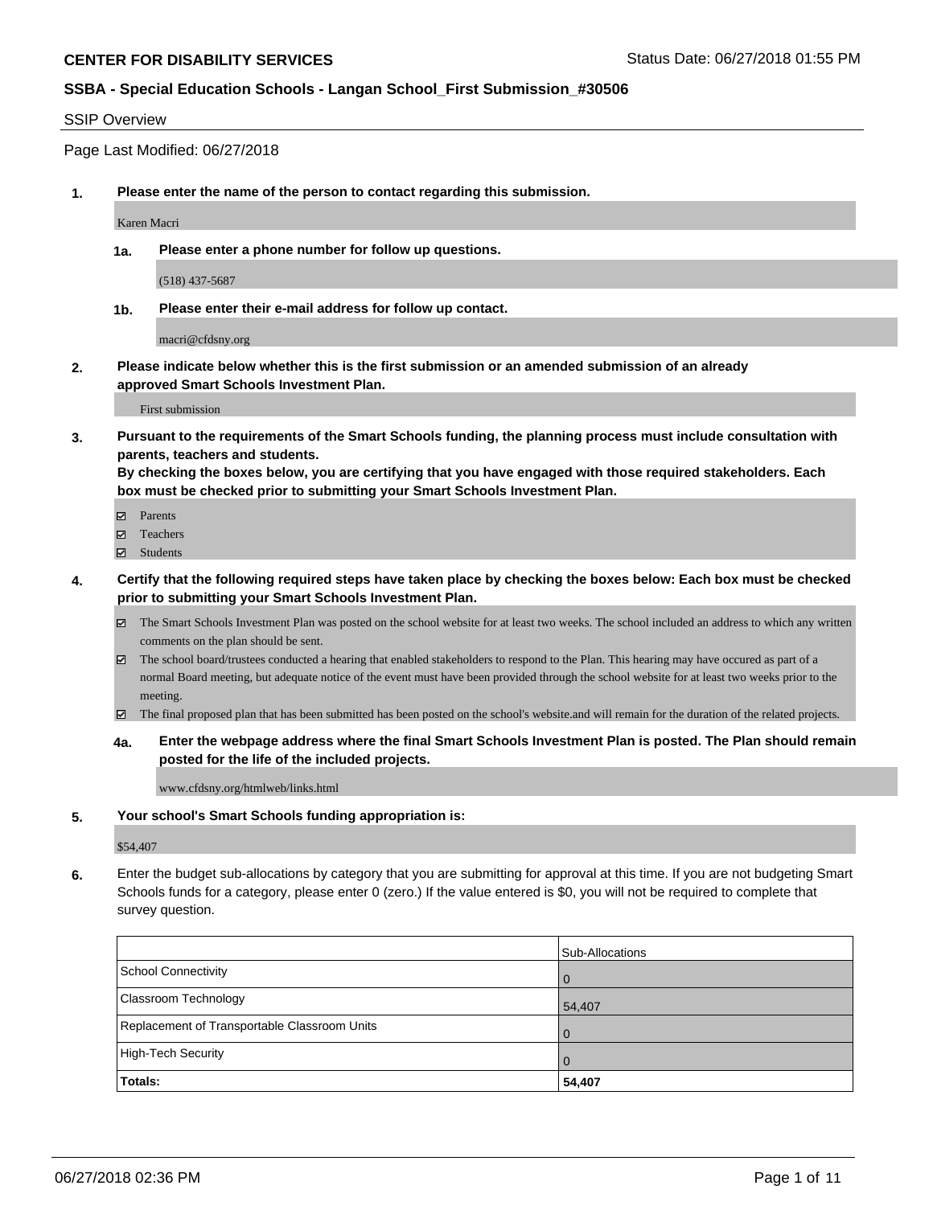**CENTER FOR DISABILITY SERVICES**

Status Date: 06/27/2018 01:55 PM

**SSBA - Special Education Schools - Langan School_First Submission_#30506**

SSIP Overview

Page Last Modified: 06/27/2018

1. **Please enter the name of the person to contact regarding this submission.**

   Karen Macri

   1a. **Please enter a phone number for follow up questions.**

   (518) 437-5687

   1b. **Please enter their e-mail address for follow up contact.**

   macri@cfdsny.org

2. **Please indicate below whether this is the first submission or an amended submission of an already approved Smart Schools Investment Plan.**

   First submission

3. **Pursuant to the requirements of the Smart Schools funding, the planning process must include consultation with parents, teachers and students.**
   **By checking the boxes below, you are certifying that you have engaged with those required stakeholders. Each box must be checked prior to submitting your Smart Schools Investment Plan.**

   - ☑ Parents
   - ☑ Teachers
   - ☑ Students

4. **Certify that the following required steps have taken place by checking the boxes below: Each box must be checked prior to submitting your Smart Schools Investment Plan.**

   - ☑ The Smart Schools Investment Plan was posted on the school website for at least two weeks. The school included an address to which any written comments on the plan should be sent.
   - ☑ The school board/trustees conducted a hearing that enabled stakeholders to respond to the Plan. This hearing may have occured as part of a normal Board meeting, but adequate notice of the event must have been provided through the school website for at least two weeks prior to the meeting.
   - ☑ The final proposed plan that has been submitted has been posted on the school's website.and will remain for the duration of the related projects.

   4a. **Enter the webpage address where the final Smart Schools Investment Plan is posted. The Plan should remain posted for the life of the included projects.**

   www.cfdsny.org/htmlweb/links.html

5. **Your school's Smart Schools funding appropriation is:**

   $54,407

6. Enter the budget sub-allocations by category that you are submitting for approval at this time. If you are not budgeting Smart Schools funds for a category, please enter 0 (zero.) If the value entered is $0, you will not be required to complete that survey question.

| | Sub-Allocations |
|---|---|
| School Connectivity | 0 |
| Classroom Technology | 54,407 |
| Replacement of Transportable Classroom Units | 0 |
| High-Tech Security | 0 |
| **Totals:** | **54,407** |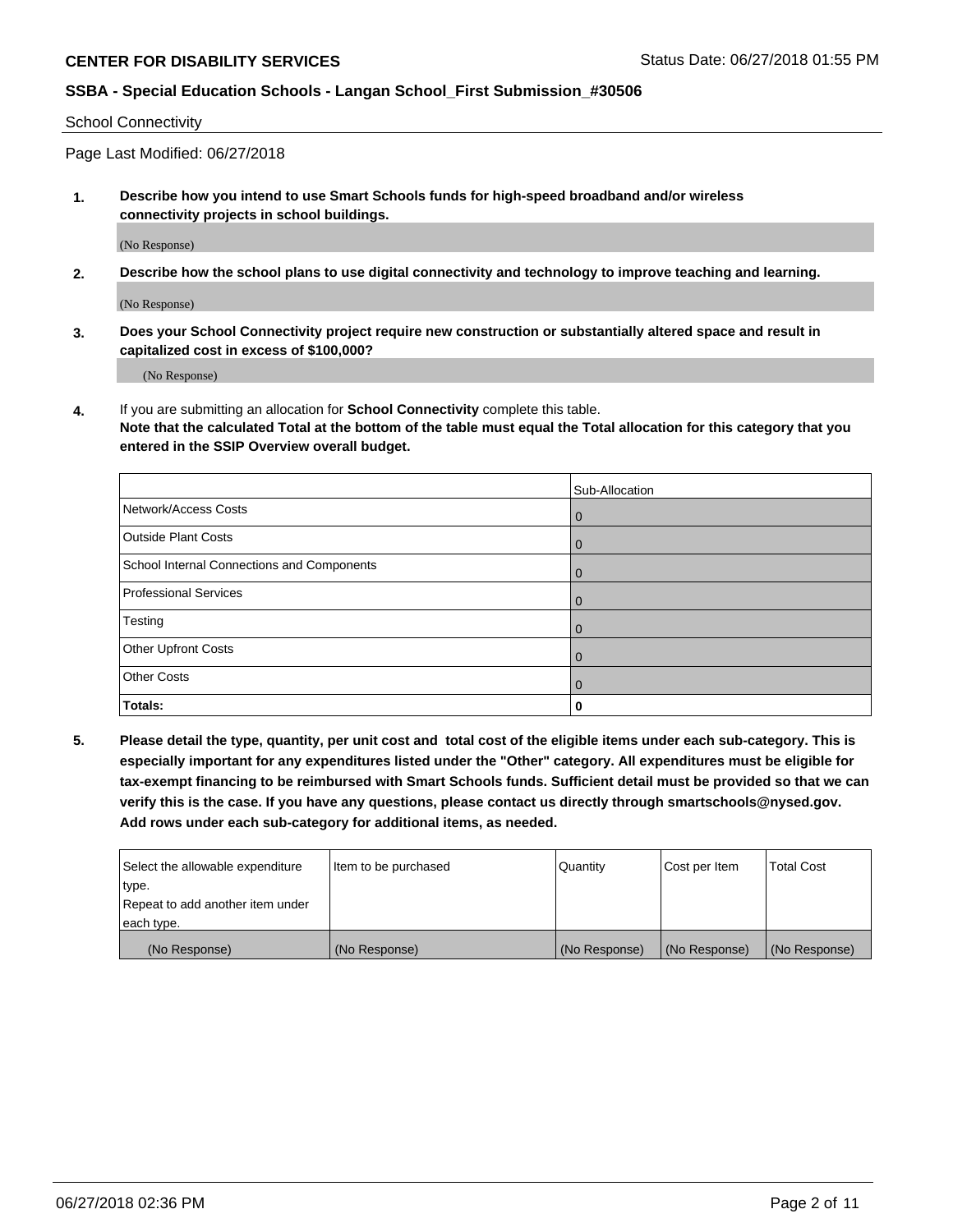School Connectivity

Page Last Modified: 06/27/2018

1. **Describe how you intend to use Smart Schools funds for high-speed broadband and/or wireless connectivity projects in school buildings.**

   (No Response)

2. **Describe how the school plans to use digital connectivity and technology to improve teaching and learning.**

   (No Response)

3. **Does your School Connectivity project require new construction or substantially altered space and result in capitalized cost in excess of $100,000?**

   (No Response)

4. If you are submitting an allocation for **School Connectivity** complete this table.
   **Note that the calculated Total at the bottom of the table must equal the Total allocation for this category that you entered in the SSIP Overview overall budget.**

| | Sub-Allocation |
|---|---|
| Network/Access Costs | 0 |
| Outside Plant Costs | 0 |
| School Internal Connections and Components | 0 |
| Professional Services | 0 |
| Testing | 0 |
| Other Upfront Costs | 0 |
| Other Costs | 0 |
| **Totals:** | **0** |

5. **Please detail the type, quantity, per unit cost and total cost of the eligible items under each sub-category. This is especially important for any expenditures listed under the "Other" category. All expenditures must be eligible for tax-exempt financing to be reimbursed with Smart Schools funds. Sufficient detail must be provided so that we can verify this is the case. If you have any questions, please contact us directly through smartschools@nysed.gov. Add rows under each sub-category for additional items, as needed.**

| Select the allowable expenditure type. Repeat to add another item under each type. | Item to be purchased | Quantity | Cost per Item | Total Cost |
|---|---|---|---|---|
| (No Response) | (No Response) | (No Response) | (No Response) | (No Response) |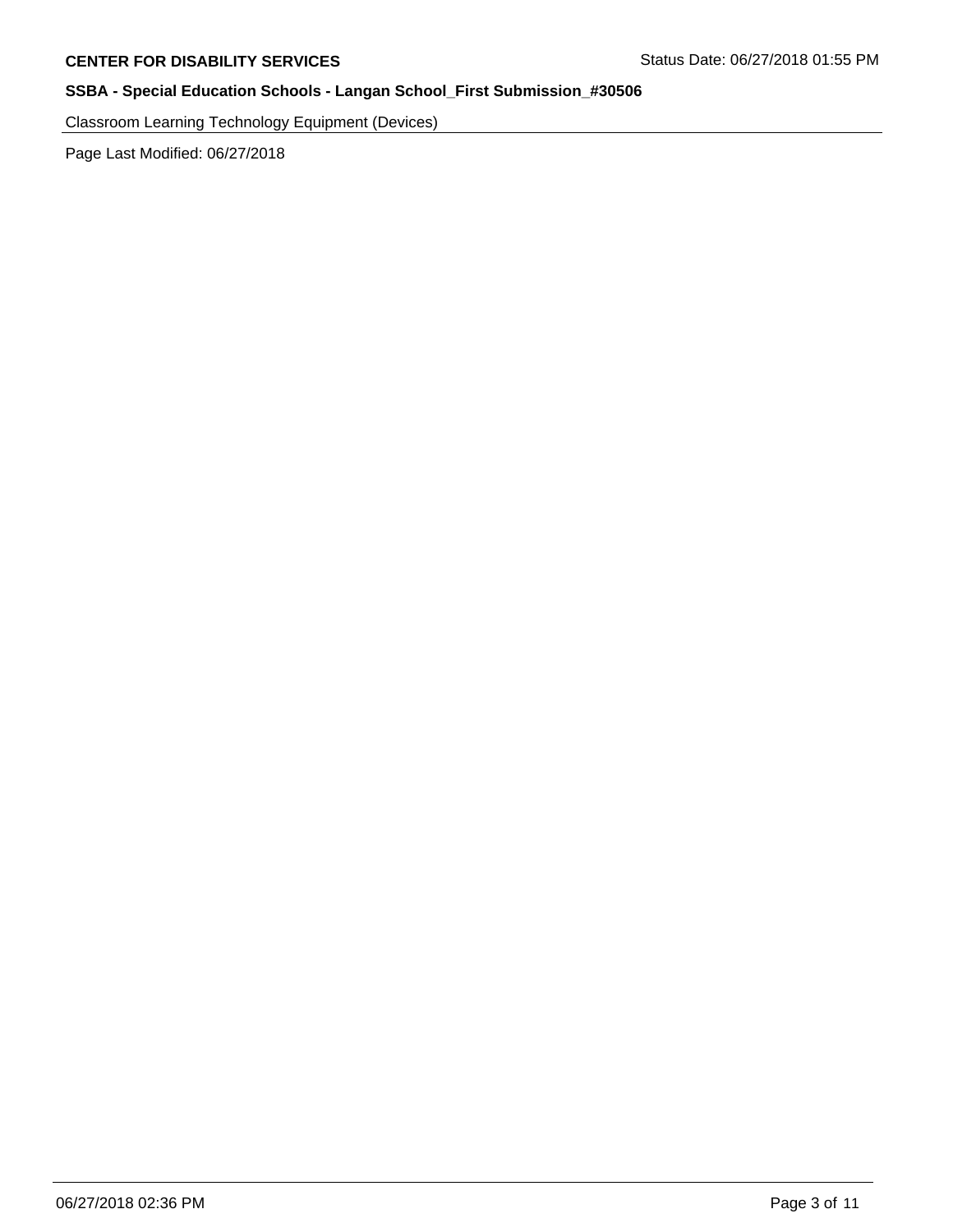Classroom Learning Technology Equipment (Devices)

Page Last Modified: 06/27/2018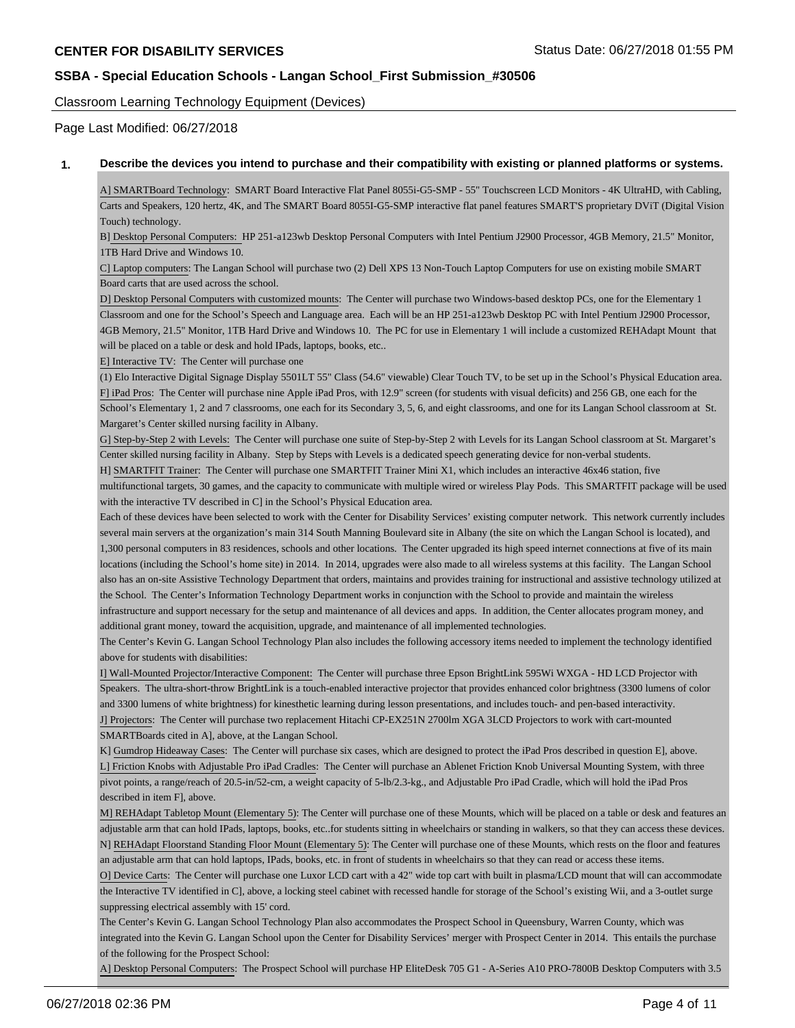Classroom Learning Technology Equipment (Devices)

Page Last Modified: 06/27/2018

**1. Describe the devices you intend to purchase and their compatibility with existing or planned platforms or systems.**

A] SMARTBoard Technology: SMART Board Interactive Flat Panel 8055i-G5-SMP - 55" Touchscreen LCD Monitors - 4K UltraHD, with Cabling, Carts and Speakers, 120 hertz, 4K, and The SMART Board 8055I-G5-SMP interactive flat panel features SMART'S proprietary DViT (Digital Vision Touch) technology.

B] Desktop Personal Computers: HP 251-a123wb Desktop Personal Computers with Intel Pentium J2900 Processor, 4GB Memory, 21.5" Monitor, 1TB Hard Drive and Windows 10.

C] Laptop computers: The Langan School will purchase two (2) Dell XPS 13 Non-Touch Laptop Computers for use on existing mobile SMART Board carts that are used across the school.

D] Desktop Personal Computers with customized mounts: The Center will purchase two Windows-based desktop PCs, one for the Elementary 1 Classroom and one for the School's Speech and Language area. Each will be an HP 251-a123wb Desktop PC with Intel Pentium J2900 Processor, 4GB Memory, 21.5" Monitor, 1TB Hard Drive and Windows 10. The PC for use in Elementary 1 will include a customized REHAdapt Mount that will be placed on a table or desk and hold IPads, laptops, books, etc..

E] Interactive TV: The Center will purchase one
(1) Elo Interactive Digital Signage Display 5501LT 55" Class (54.6" viewable) Clear Touch TV, to be set up in the School's Physical Education area.

F] iPad Pros: The Center will purchase nine Apple iPad Pros, with 12.9" screen (for students with visual deficits) and 256 GB, one each for the School's Elementary 1, 2 and 7 classrooms, one each for its Secondary 3, 5, 6, and eight classrooms, and one for its Langan School classroom at St. Margaret's Center skilled nursing facility in Albany.

G] Step-by-Step 2 with Levels: The Center will purchase one suite of Step-by-Step 2 with Levels for its Langan School classroom at St. Margaret's Center skilled nursing facility in Albany. Step by Steps with Levels is a dedicated speech generating device for non-verbal students.

H] SMARTFIT Trainer: The Center will purchase one SMARTFIT Trainer Mini X1, which includes an interactive 46x46 station, five multifunctional targets, 30 games, and the capacity to communicate with multiple wired or wireless Play Pods. This SMARTFIT package will be used with the interactive TV described in C] in the School's Physical Education area.

Each of these devices have been selected to work with the Center for Disability Services' existing computer network. This network currently includes several main servers at the organization's main 314 South Manning Boulevard site in Albany (the site on which the Langan School is located), and 1,300 personal computers in 83 residences, schools and other locations. The Center upgraded its high speed internet connections at five of its main locations (including the School's home site) in 2014. In 2014, upgrades were also made to all wireless systems at this facility. The Langan School also has an on-site Assistive Technology Department that orders, maintains and provides training for instructional and assistive technology utilized at the School. The Center's Information Technology Department works in conjunction with the School to provide and maintain the wireless infrastructure and support necessary for the setup and maintenance of all devices and apps. In addition, the Center allocates program money, and additional grant money, toward the acquisition, upgrade, and maintenance of all implemented technologies.

The Center's Kevin G. Langan School Technology Plan also includes the following accessory items needed to implement the technology identified above for students with disabilities:

I] Wall-Mounted Projector/Interactive Component: The Center will purchase three Epson BrightLink 595Wi WXGA - HD LCD Projector with Speakers. The ultra-short-throw BrightLink is a touch-enabled interactive projector that provides enhanced color brightness (3300 lumens of color and 3300 lumens of white brightness) for kinesthetic learning during lesson presentations, and includes touch- and pen-based interactivity.

J] Projectors: The Center will purchase two replacement Hitachi CP-EX251N 2700lm XGA 3LCD Projectors to work with cart-mounted SMARTBoards cited in A], above, at the Langan School.

K] Gumdrop Hideaway Cases: The Center will purchase six cases, which are designed to protect the iPad Pros described in question E], above.

L] Friction Knobs with Adjustable Pro iPad Cradles: The Center will purchase an Ablenet Friction Knob Universal Mounting System, with three pivot points, a range/reach of 20.5-in/52-cm, a weight capacity of 5-lb/2.3-kg., and Adjustable Pro iPad Cradle, which will hold the iPad Pros described in item F], above.

M] REHAdapt Tabletop Mount (Elementary 5): The Center will purchase one of these Mounts, which will be placed on a table or desk and features an adjustable arm that can hold IPads, laptops, books, etc..for students sitting in wheelchairs or standing in walkers, so that they can access these devices.

N] REHAdapt Floorstand Standing Floor Mount (Elementary 5): The Center will purchase one of these Mounts, which rests on the floor and features an adjustable arm that can hold laptops, IPads, books, etc. in front of students in wheelchairs so that they can read or access these items.

O] Device Carts: The Center will purchase one Luxor LCD cart with a 42" wide top cart with built in plasma/LCD mount that will can accommodate the Interactive TV identified in C], above, a locking steel cabinet with recessed handle for storage of the School's existing Wii, and a 3-outlet surge suppressing electrical assembly with 15' cord.

The Center's Kevin G. Langan School Technology Plan also accommodates the Prospect School in Queensbury, Warren County, which was integrated into the Kevin G. Langan School upon the Center for Disability Services' merger with Prospect Center in 2014. This entails the purchase of the following for the Prospect School:

A] Desktop Personal Computers: The Prospect School will purchase HP EliteDesk 705 G1 - A-Series A10 PRO-7800B Desktop Computers with 3.5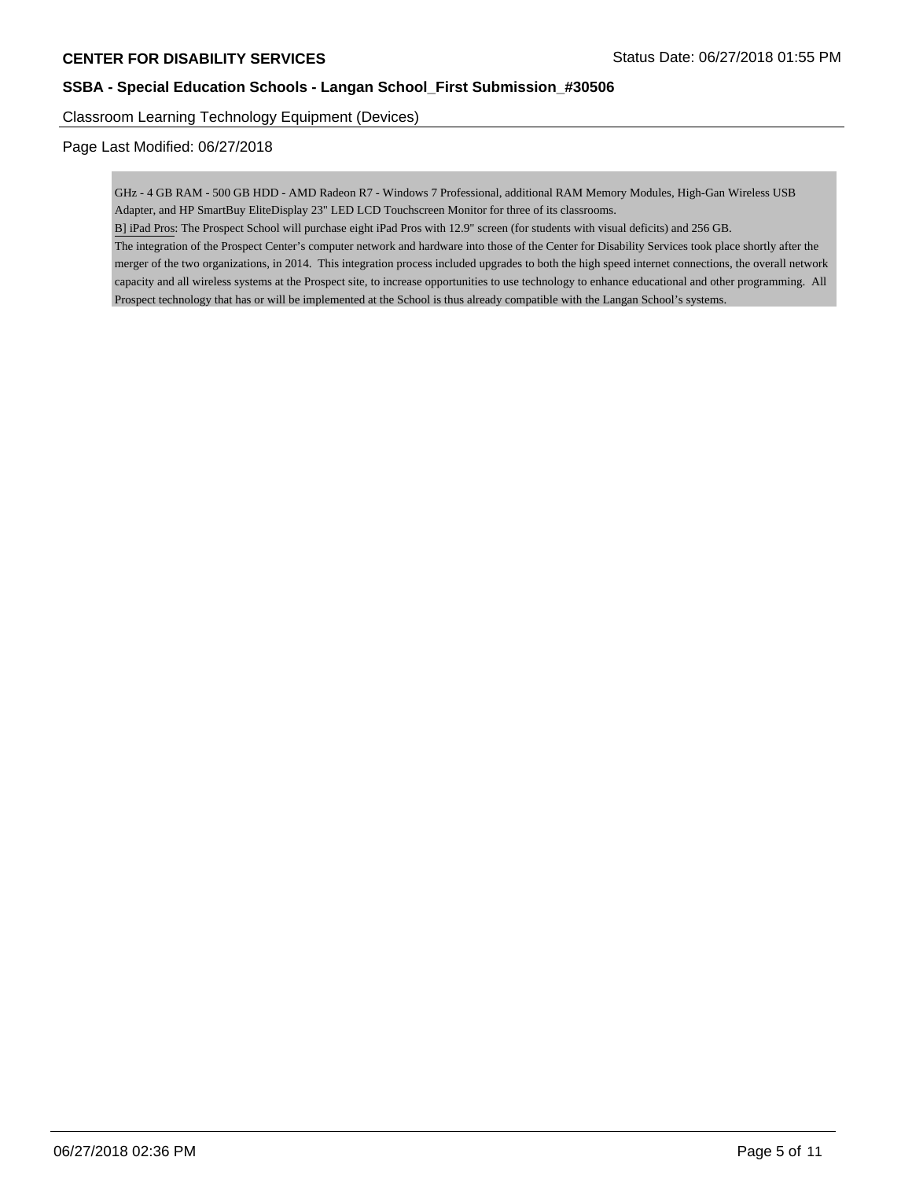Classroom Learning Technology Equipment (Devices)

Page Last Modified: 06/27/2018

GHz - 4 GB RAM - 500 GB HDD - AMD Radeon R7 - Windows 7 Professional, additional RAM Memory Modules, High-Gan Wireless USB Adapter, and HP SmartBuy EliteDisplay 23" LED LCD Touchscreen Monitor for three of its classrooms.

B] iPad Pros: The Prospect School will purchase eight iPad Pros with 12.9" screen (for students with visual deficits) and 256 GB.

The integration of the Prospect Center's computer network and hardware into those of the Center for Disability Services took place shortly after the merger of the two organizations, in 2014. This integration process included upgrades to both the high speed internet connections, the overall network capacity and all wireless systems at the Prospect site, to increase opportunities to use technology to enhance educational and other programming. All Prospect technology that has or will be implemented at the School is thus already compatible with the Langan School's systems.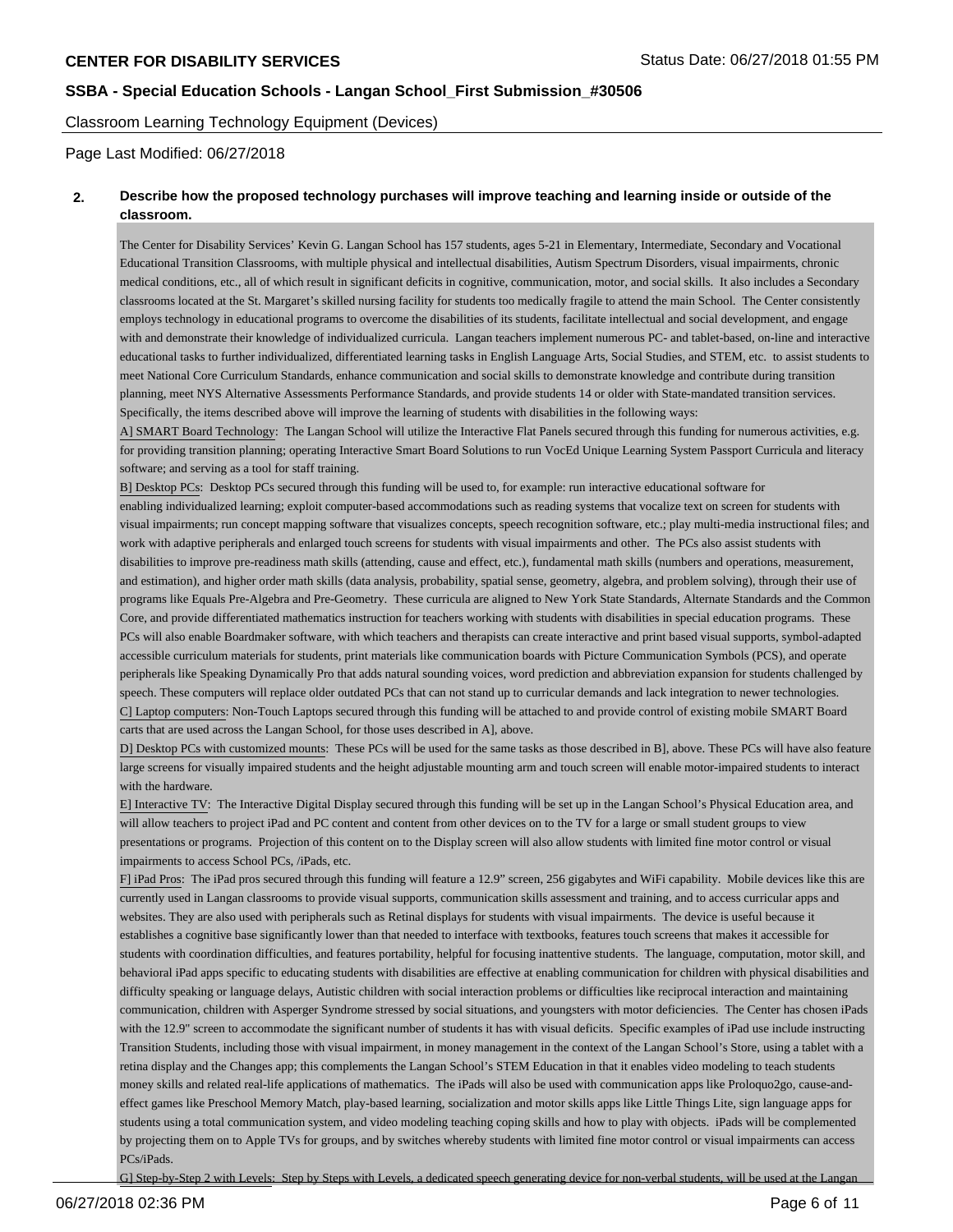Classroom Learning Technology Equipment (Devices)

Page Last Modified: 06/27/2018

**2. Describe how the proposed technology purchases will improve teaching and learning inside or outside of the classroom.**

The Center for Disability Services' Kevin G. Langan School has 157 students, ages 5-21 in Elementary, Intermediate, Secondary and Vocational Educational Transition Classrooms, with multiple physical and intellectual disabilities, Autism Spectrum Disorders, visual impairments, chronic medical conditions, etc., all of which result in significant deficits in cognitive, communication, motor, and social skills. It also includes a Secondary classrooms located at the St. Margaret's skilled nursing facility for students too medically fragile to attend the main School. The Center consistently employs technology in educational programs to overcome the disabilities of its students, facilitate intellectual and social development, and engage with and demonstrate their knowledge of individualized curricula. Langan teachers implement numerous PC- and tablet-based, on-line and interactive educational tasks to further individualized, differentiated learning tasks in English Language Arts, Social Studies, and STEM, etc. to assist students to meet National Core Curriculum Standards, enhance communication and social skills to demonstrate knowledge and contribute during transition planning, meet NYS Alternative Assessments Performance Standards, and provide students 14 or older with State-mandated transition services. Specifically, the items described above will improve the learning of students with disabilities in the following ways:

A] SMART Board Technology: The Langan School will utilize the Interactive Flat Panels secured through this funding for numerous activities, e.g. for providing transition planning; operating Interactive Smart Board Solutions to run VocEd Unique Learning System Passport Curricula and literacy software; and serving as a tool for staff training.

B] Desktop PCs: Desktop PCs secured through this funding will be used to, for example: run interactive educational software for enabling individualized learning; exploit computer-based accommodations such as reading systems that vocalize text on screen for students with visual impairments; run concept mapping software that visualizes concepts, speech recognition software, etc.; play multi-media instructional files; and work with adaptive peripherals and enlarged touch screens for students with visual impairments and other. The PCs also assist students with disabilities to improve pre-readiness math skills (attending, cause and effect, etc.), fundamental math skills (numbers and operations, measurement, and estimation), and higher order math skills (data analysis, probability, spatial sense, geometry, algebra, and problem solving), through their use of programs like Equals Pre-Algebra and Pre-Geometry. These curricula are aligned to New York State Standards, Alternate Standards and the Common Core, and provide differentiated mathematics instruction for teachers working with students with disabilities in special education programs. These PCs will also enable Boardmaker software, with which teachers and therapists can create interactive and print based visual supports, symbol-adapted accessible curriculum materials for students, print materials like communication boards with Picture Communication Symbols (PCS), and operate peripherals like Speaking Dynamically Pro that adds natural sounding voices, word prediction and abbreviation expansion for students challenged by speech. These computers will replace older outdated PCs that can not stand up to curricular demands and lack integration to newer technologies.

C] Laptop computers: Non-Touch Laptops secured through this funding will be attached to and provide control of existing mobile SMART Board carts that are used across the Langan School, for those uses described in A], above.

D] Desktop PCs with customized mounts: These PCs will be used for the same tasks as those described in B], above. These PCs will have also feature large screens for visually impaired students and the height adjustable mounting arm and touch screen will enable motor-impaired students to interact with the hardware.

E] Interactive TV: The Interactive Digital Display secured through this funding will be set up in the Langan School's Physical Education area, and will allow teachers to project iPad and PC content and content from other devices on to the TV for a large or small student groups to view presentations or programs. Projection of this content on to the Display screen will also allow students with limited fine motor control or visual impairments to access School PCs, /iPads, etc.

F] iPad Pros: The iPad pros secured through this funding will feature a 12.9" screen, 256 gigabytes and WiFi capability. Mobile devices like this are currently used in Langan classrooms to provide visual supports, communication skills assessment and training, and to access curricular apps and websites. They are also used with peripherals such as Retinal displays for students with visual impairments. The device is useful because it establishes a cognitive base significantly lower than that needed to interface with textbooks, features touch screens that makes it accessible for students with coordination difficulties, and features portability, helpful for focusing inattentive students. The language, computation, motor skill, and behavioral iPad apps specific to educating students with disabilities are effective at enabling communication for children with physical disabilities and difficulty speaking or language delays, Autistic children with social interaction problems or difficulties like reciprocal interaction and maintaining communication, children with Asperger Syndrome stressed by social situations, and youngsters with motor deficiencies. The Center has chosen iPads with the 12.9" screen to accommodate the significant number of students it has with visual deficits. Specific examples of iPad use include instructing Transition Students, including those with visual impairment, in money management in the context of the Langan School's Store, using a tablet with a retina display and the Changes app; this complements the Langan School's STEM Education in that it enables video modeling to teach students money skills and related real-life applications of mathematics. The iPads will also be used with communication apps like Proloquo2go, cause-and-effect games like Preschool Memory Match, play-based learning, socialization and motor skills apps like Little Things Lite, sign language apps for students using a total communication system, and video modeling teaching coping skills and how to play with objects. iPads will be complemented by projecting them on to Apple TVs for groups, and by switches whereby students with limited fine motor control or visual impairments can access PCs/iPads.

G] Step-by-Step 2 with Levels: Step by Steps with Levels, a dedicated speech generating device for non-verbal students, will be used at the Langan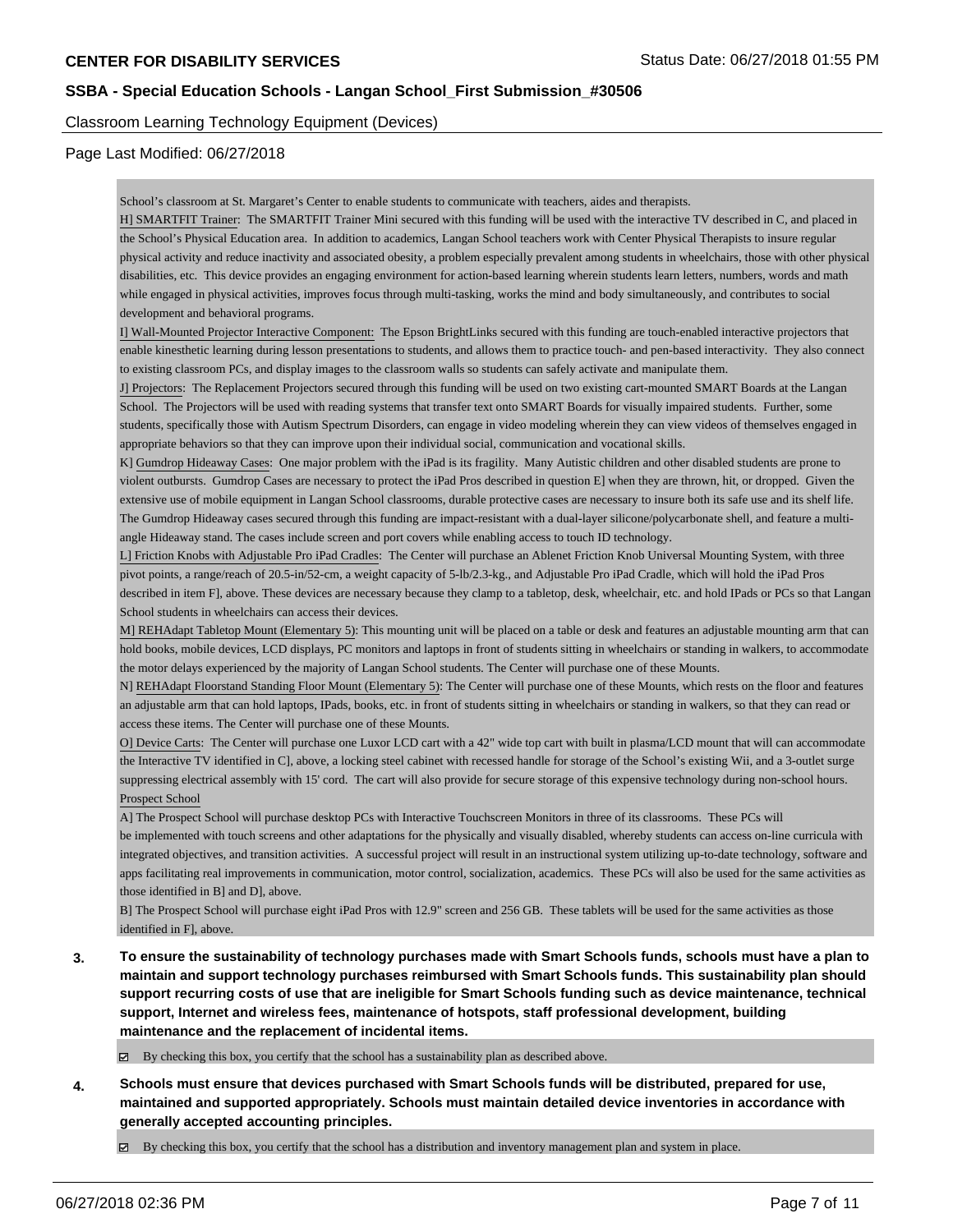Classroom Learning Technology Equipment (Devices)

Page Last Modified: 06/27/2018

School's classroom at St. Margaret's Center to enable students to communicate with teachers, aides and therapists.

H] SMARTFIT Trainer: The SMARTFIT Trainer Mini secured with this funding will be used with the interactive TV described in C, and placed in the School's Physical Education area. In addition to academics, Langan School teachers work with Center Physical Therapists to insure regular physical activity and reduce inactivity and associated obesity, a problem especially prevalent among students in wheelchairs, those with other physical disabilities, etc. This device provides an engaging environment for action-based learning wherein students learn letters, numbers, words and math while engaged in physical activities, improves focus through multi-tasking, works the mind and body simultaneously, and contributes to social development and behavioral programs.

I] Wall-Mounted Projector Interactive Component: The Epson BrightLinks secured with this funding are touch-enabled interactive projectors that enable kinesthetic learning during lesson presentations to students, and allows them to practice touch- and pen-based interactivity. They also connect to existing classroom PCs, and display images to the classroom walls so students can safely activate and manipulate them.

J] Projectors: The Replacement Projectors secured through this funding will be used on two existing cart-mounted SMART Boards at the Langan School. The Projectors will be used with reading systems that transfer text onto SMART Boards for visually impaired students. Further, some students, specifically those with Autism Spectrum Disorders, can engage in video modeling wherein they can view videos of themselves engaged in appropriate behaviors so that they can improve upon their individual social, communication and vocational skills.

K] Gumdrop Hideaway Cases: One major problem with the iPad is its fragility. Many Autistic children and other disabled students are prone to violent outbursts. Gumdrop Cases are necessary to protect the iPad Pros described in question E] when they are thrown, hit, or dropped. Given the extensive use of mobile equipment in Langan School classrooms, durable protective cases are necessary to insure both its safe use and its shelf life. The Gumdrop Hideaway cases secured through this funding are impact-resistant with a dual-layer silicone/polycarbonate shell, and feature a multi-angle Hideaway stand. The cases include screen and port covers while enabling access to touch ID technology.

L] Friction Knobs with Adjustable Pro iPad Cradles: The Center will purchase an Ablenet Friction Knob Universal Mounting System, with three pivot points, a range/reach of 20.5-in/52-cm, a weight capacity of 5-lb/2.3-kg., and Adjustable Pro iPad Cradle, which will hold the iPad Pros described in item F], above. These devices are necessary because they clamp to a tabletop, desk, wheelchair, etc. and hold IPads or PCs so that Langan School students in wheelchairs can access their devices.

M] REHAdapt Tabletop Mount (Elementary 5): This mounting unit will be placed on a table or desk and features an adjustable mounting arm that can hold books, mobile devices, LCD displays, PC monitors and laptops in front of students sitting in wheelchairs or standing in walkers, to accommodate the motor delays experienced by the majority of Langan School students. The Center will purchase one of these Mounts.

N] REHAdapt Floorstand Standing Floor Mount (Elementary 5): The Center will purchase one of these Mounts, which rests on the floor and features an adjustable arm that can hold laptops, IPads, books, etc. in front of students sitting in wheelchairs or standing in walkers, so that they can read or access these items. The Center will purchase one of these Mounts.

O] Device Carts: The Center will purchase one Luxor LCD cart with a 42" wide top cart with built in plasma/LCD mount that will can accommodate the Interactive TV identified in C], above, a locking steel cabinet with recessed handle for storage of the School's existing Wii, and a 3-outlet surge suppressing electrical assembly with 15' cord. The cart will also provide for secure storage of this expensive technology during non-school hours.

Prospect School

A] The Prospect School will purchase desktop PCs with Interactive Touchscreen Monitors in three of its classrooms. These PCs will be implemented with touch screens and other adaptations for the physically and visually disabled, whereby students can access on-line curricula with integrated objectives, and transition activities. A successful project will result in an instructional system utilizing up-to-date technology, software and apps facilitating real improvements in communication, motor control, socialization, academics. These PCs will also be used for the same activities as those identified in B] and D], above.

B] The Prospect School will purchase eight iPad Pros with 12.9" screen and 256 GB. These tablets will be used for the same activities as those identified in F], above.

**3. To ensure the sustainability of technology purchases made with Smart Schools funds, schools must have a plan to maintain and support technology purchases reimbursed with Smart Schools funds. This sustainability plan should support recurring costs of use that are ineligible for Smart Schools funding such as device maintenance, technical support, Internet and wireless fees, maintenance of hotspots, staff professional development, building maintenance and the replacement of incidental items.**

☑ By checking this box, you certify that the school has a sustainability plan as described above.

**4. Schools must ensure that devices purchased with Smart Schools funds will be distributed, prepared for use, maintained and supported appropriately. Schools must maintain detailed device inventories in accordance with generally accepted accounting principles.**

☑ By checking this box, you certify that the school has a distribution and inventory management plan and system in place.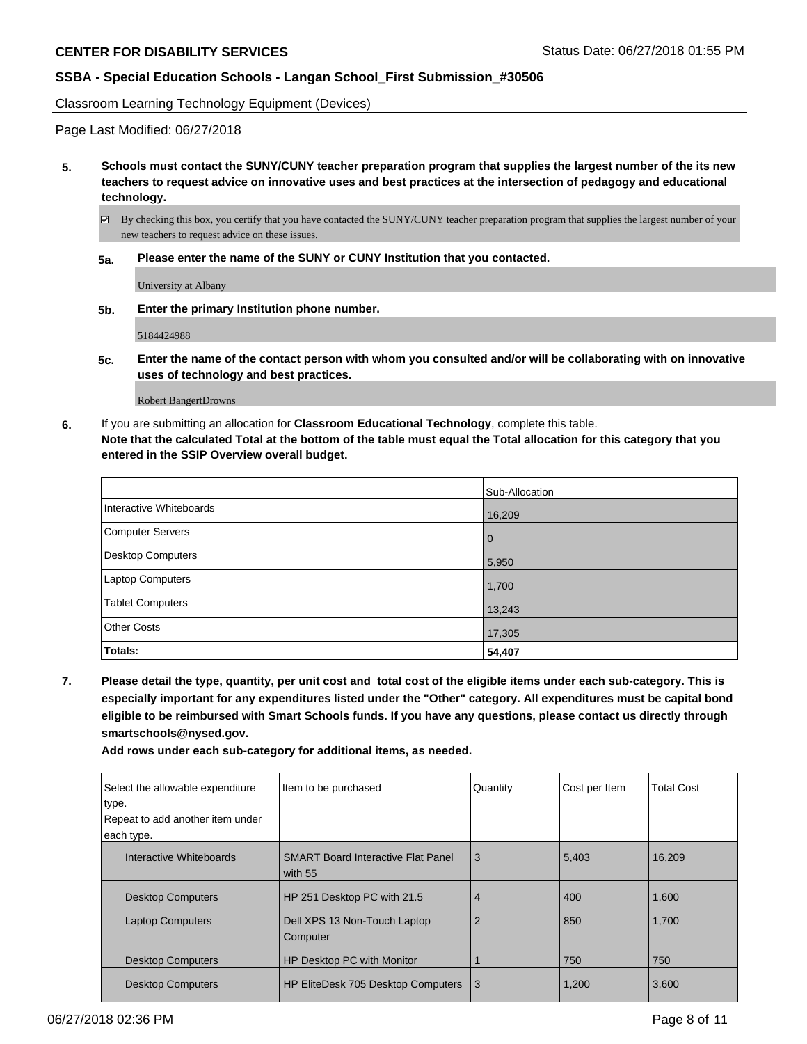Classroom Learning Technology Equipment (Devices)

Page Last Modified: 06/27/2018

**5. Schools must contact the SUNY/CUNY teacher preparation program that supplies the largest number of the its new teachers to request advice on innovative uses and best practices at the intersection of pedagogy and educational technology.**

☑ By checking this box, you certify that you have contacted the SUNY/CUNY teacher preparation program that supplies the largest number of your new teachers to request advice on these issues.

**5a. Please enter the name of the SUNY or CUNY Institution that you contacted.**

University at Albany

**5b. Enter the primary Institution phone number.**

5184424988

**5c. Enter the name of the contact person with whom you consulted and/or will be collaborating with on innovative uses of technology and best practices.**

Robert BangertDrowns

**6.** If you are submitting an allocation for **Classroom Educational Technology**, complete this table.
**Note that the calculated Total at the bottom of the table must equal the Total allocation for this category that you entered in the SSIP Overview overall budget.**

| | Sub-Allocation |
|---|---|
| Interactive Whiteboards | 16,209 |
| Computer Servers | 0 |
| Desktop Computers | 5,950 |
| Laptop Computers | 1,700 |
| Tablet Computers | 13,243 |
| Other Costs | 17,305 |
| **Totals:** | **54,407** |

**7. Please detail the type, quantity, per unit cost and total cost of the eligible items under each sub-category. This is especially important for any expenditures listed under the "Other" category. All expenditures must be capital bond eligible to be reimbursed with Smart Schools funds. If you have any questions, please contact us directly through smartschools@nysed.gov.**
**Add rows under each sub-category for additional items, as needed.**

| Select the allowable expenditure type. Repeat to add another item under each type. | Item to be purchased | Quantity | Cost per Item | Total Cost |
|---|---|---|---|---|
| Interactive Whiteboards | SMART Board Interactive Flat Panel with 55 | 3 | 5,403 | 16,209 |
| Desktop Computers | HP 251 Desktop PC with 21.5 | 4 | 400 | 1,600 |
| Laptop Computers | Dell XPS 13 Non-Touch Laptop Computer | 2 | 850 | 1,700 |
| Desktop Computers | HP Desktop PC with Monitor | 1 | 750 | 750 |
| Desktop Computers | HP EliteDesk 705 Desktop Computers | 3 | 1,200 | 3,600 |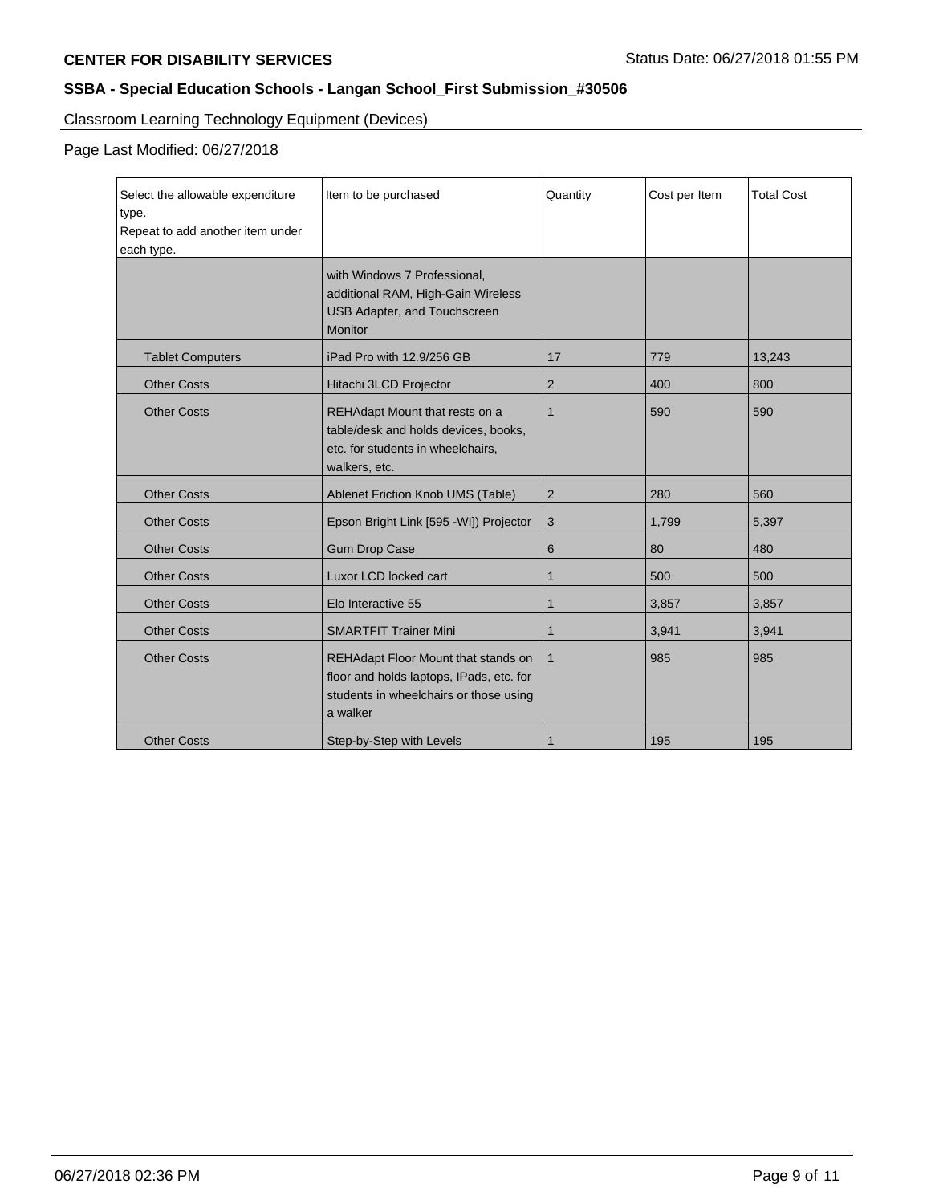**CENTER FOR DISABILITY SERVICES**

Status Date: 06/27/2018 01:55 PM

**SSBA - Special Education Schools - Langan School_First Submission_#30506**

Classroom Learning Technology Equipment (Devices)

Page Last Modified: 06/27/2018

| Select the allowable expenditure type. Repeat to add another item under each type. | Item to be purchased | Quantity | Cost per Item | Total Cost |
|---|---|---|---|---|
| | with Windows 7 Professional, additional RAM, High-Gain Wireless USB Adapter, and Touchscreen Monitor | | | |
| Tablet Computers | iPad Pro with 12.9/256 GB | 17 | 779 | 13,243 |
| Other Costs | Hitachi 3LCD Projector | 2 | 400 | 800 |
| Other Costs | REHAdapt Mount that rests on a table/desk and holds devices, books, etc. for students in wheelchairs, walkers, etc. | 1 | 590 | 590 |
| Other Costs | Ablenet Friction Knob UMS (Table) | 2 | 280 | 560 |
| Other Costs | Epson Bright Link [595 -WI]) Projector | 3 | 1,799 | 5,397 |
| Other Costs | Gum Drop Case | 6 | 80 | 480 |
| Other Costs | Luxor LCD locked cart | 1 | 500 | 500 |
| Other Costs | Elo Interactive 55 | 1 | 3,857 | 3,857 |
| Other Costs | SMARTFIT Trainer Mini | 1 | 3,941 | 3,941 |
| Other Costs | REHAdapt Floor Mount that stands on floor and holds laptops, IPads, etc. for students in wheelchairs or those using a walker | 1 | 985 | 985 |
| Other Costs | Step-by-Step with Levels | 1 | 195 | 195 |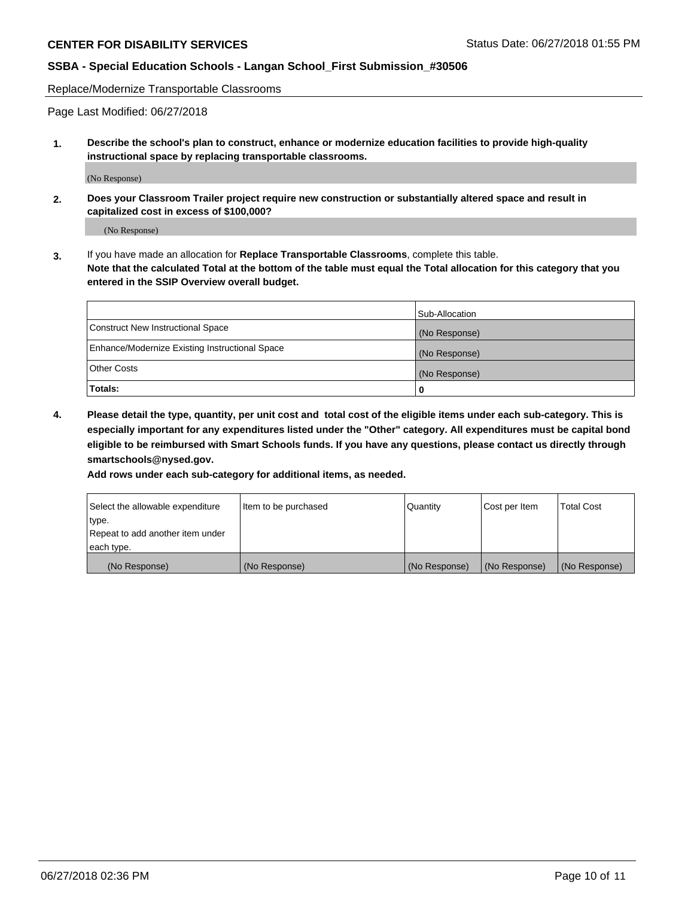Replace/Modernize Transportable Classrooms

Page Last Modified: 06/27/2018

**1. Describe the school's plan to construct, enhance or modernize education facilities to provide high-quality instructional space by replacing transportable classrooms.**

(No Response)

**2. Does your Classroom Trailer project require new construction or substantially altered space and result in capitalized cost in excess of $100,000?**

(No Response)

**3.** If you have made an allocation for **Replace Transportable Classrooms**, complete this table.
**Note that the calculated Total at the bottom of the table must equal the Total allocation for this category that you entered in the SSIP Overview overall budget.**

| | Sub-Allocation |
|---|---|
| Construct New Instructional Space | (No Response) |
| Enhance/Modernize Existing Instructional Space | (No Response) |
| Other Costs | (No Response) |
| **Totals:** | **0** |

**4. Please detail the type, quantity, per unit cost and total cost of the eligible items under each sub-category. This is especially important for any expenditures listed under the "Other" category. All expenditures must be capital bond eligible to be reimbursed with Smart Schools funds. If you have any questions, please contact us directly through smartschools@nysed.gov.**

**Add rows under each sub-category for additional items, as needed.**

| Select the allowable expenditure type. Repeat to add another item under each type. | Item to be purchased | Quantity | Cost per Item | Total Cost |
|---|---|---|---|---|
| (No Response) | (No Response) | (No Response) | (No Response) | (No Response) |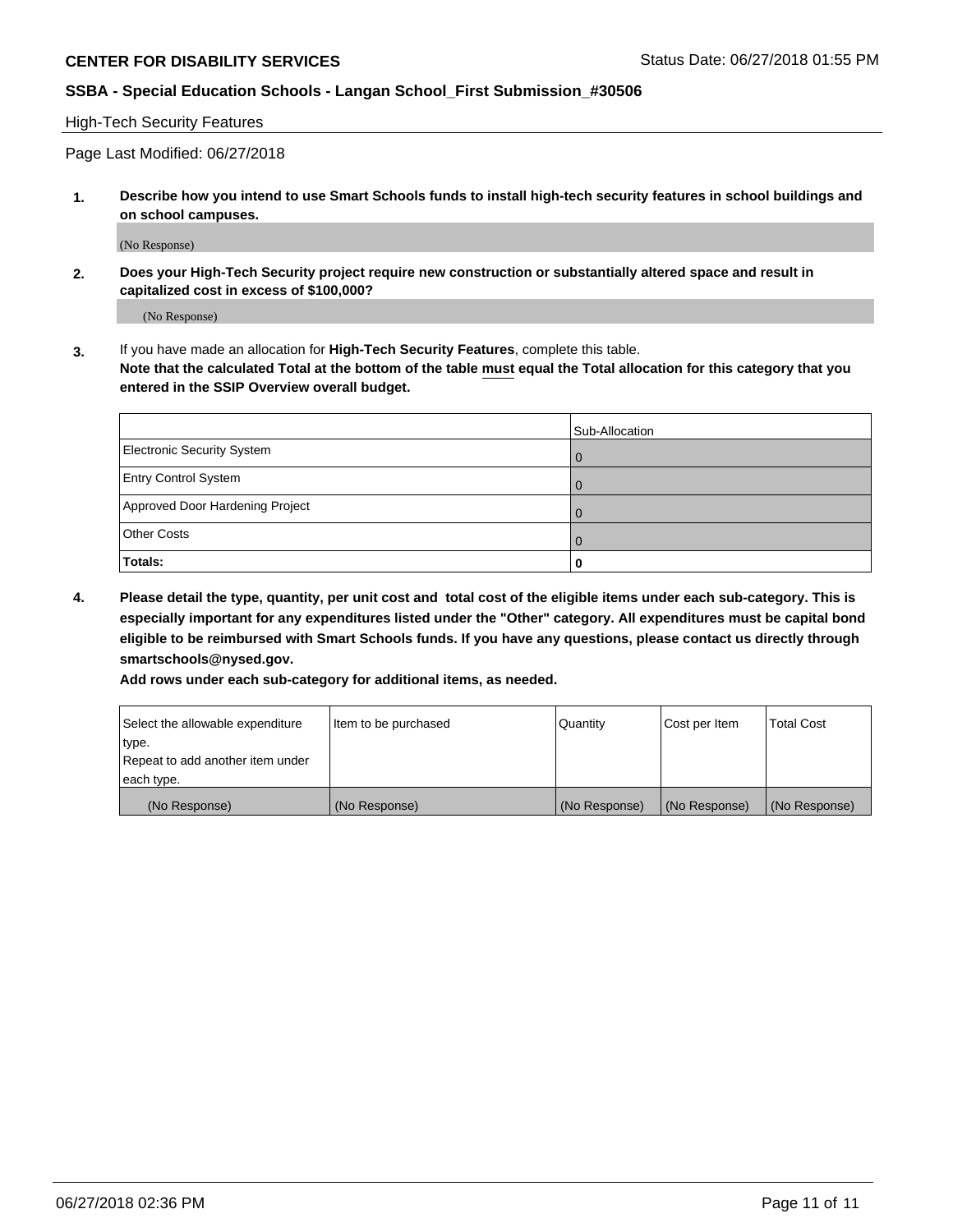High-Tech Security Features

Page Last Modified: 06/27/2018

1. **Describe how you intend to use Smart Schools funds to install high-tech security features in school buildings and on school campuses.**

(No Response)

2. **Does your High-Tech Security project require new construction or substantially altered space and result in capitalized cost in excess of $100,000?**

(No Response)

3. If you have made an allocation for **High-Tech Security Features**, complete this table.
**Note that the calculated Total at the bottom of the table must equal the Total allocation for this category that you entered in the SSIP Overview overall budget.**

| | Sub-Allocation |
|---|---|
| Electronic Security System | 0 |
| Entry Control System | 0 |
| Approved Door Hardening Project | 0 |
| Other Costs | 0 |
| **Totals:** | **0** |

4. **Please detail the type, quantity, per unit cost and total cost of the eligible items under each sub-category. This is especially important for any expenditures listed under the "Other" category. All expenditures must be capital bond eligible to be reimbursed with Smart Schools funds. If you have any questions, please contact us directly through smartschools@nysed.gov.**

**Add rows under each sub-category for additional items, as needed.**

| Select the allowable expenditure type. Repeat to add another item under each type. | Item to be purchased | Quantity | Cost per Item | Total Cost |
|---|---|---|---|---|
| (No Response) | (No Response) | (No Response) | (No Response) | (No Response) |